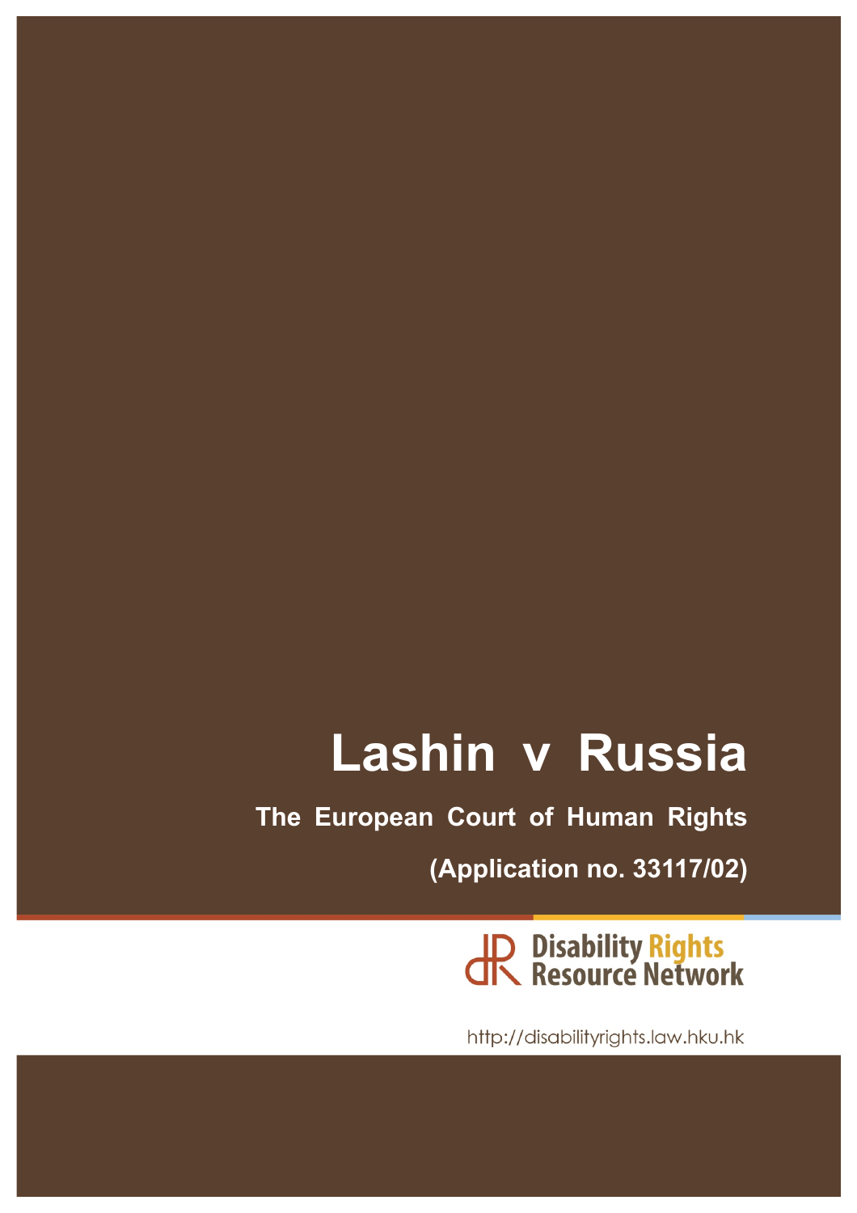# Lashin v Russia

**The European Court of Human Rights**

**(Application no. 33117/02)**

Disability Rights Resource Network

http://disabilityrights.law.hku.hk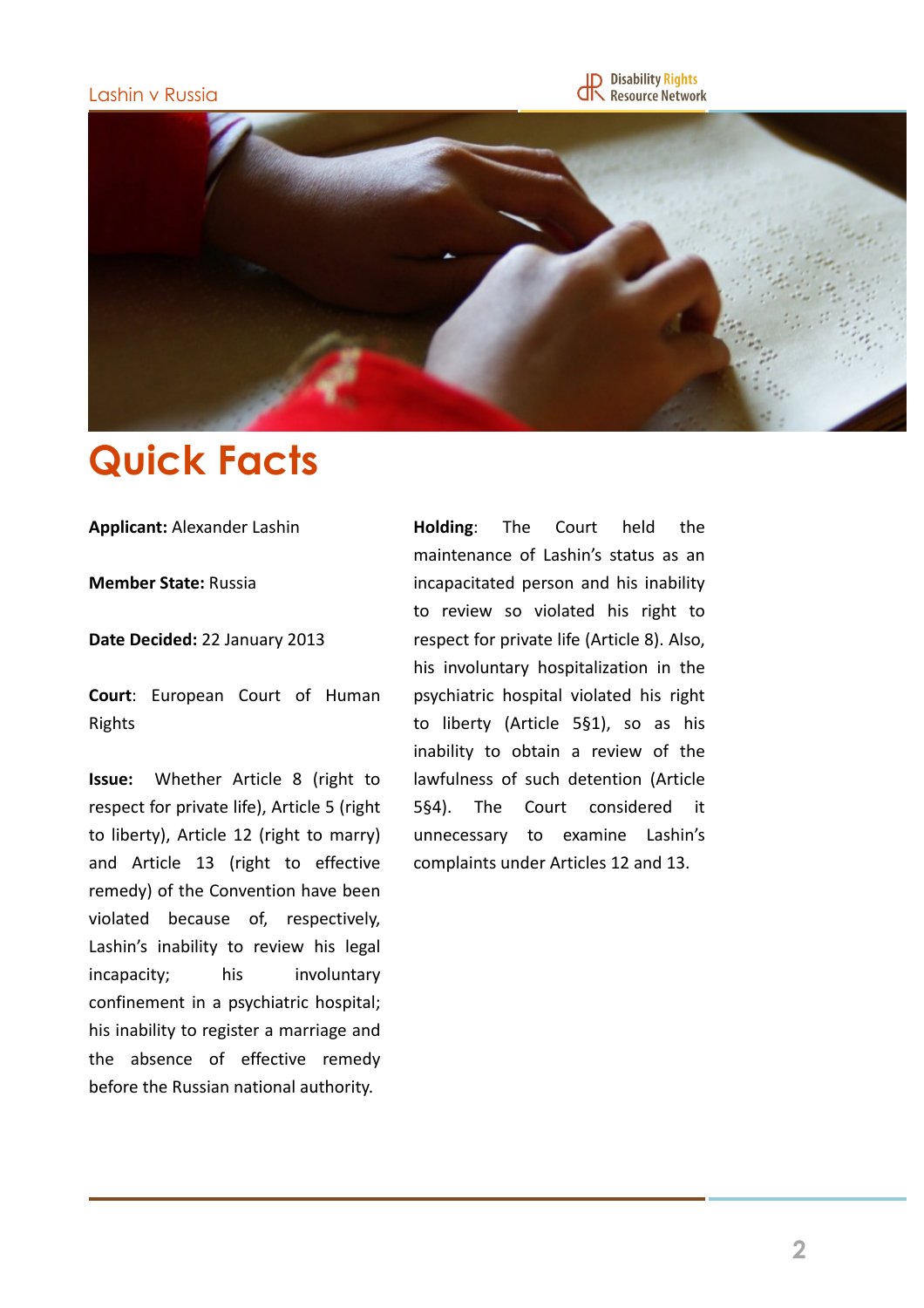# Quick Facts

**Applicant:** Alexander Lashin

**Member State:** Russia

**Date Decided:** 22 January 2013

**Court**: European Court of Human Rights

**Issue:** Whether Article 8 (right to respect for private life), Article 5 (right to liberty), Article 12 (right to marry) and Article 13 (right to effective remedy) of the Convention have been violated because of, respectively, Lashin's inability to review his legal incapacity; his involuntary confinement in a psychiatric hospital; his inability to register a marriage and the absence of effective remedy before the Russian national authority.

**Holding**: The Court held the maintenance of Lashin's status as an incapacitated person and his inability to review so violated his right to respect for private life (Article 8). Also, his involuntary hospitalization in the psychiatric hospital violated his right to liberty (Article 5§1), so as his inability to obtain a review of the lawfulness of such detention (Article 5§4). The Court considered it unnecessary to examine Lashin's complaints under Articles 12 and 13.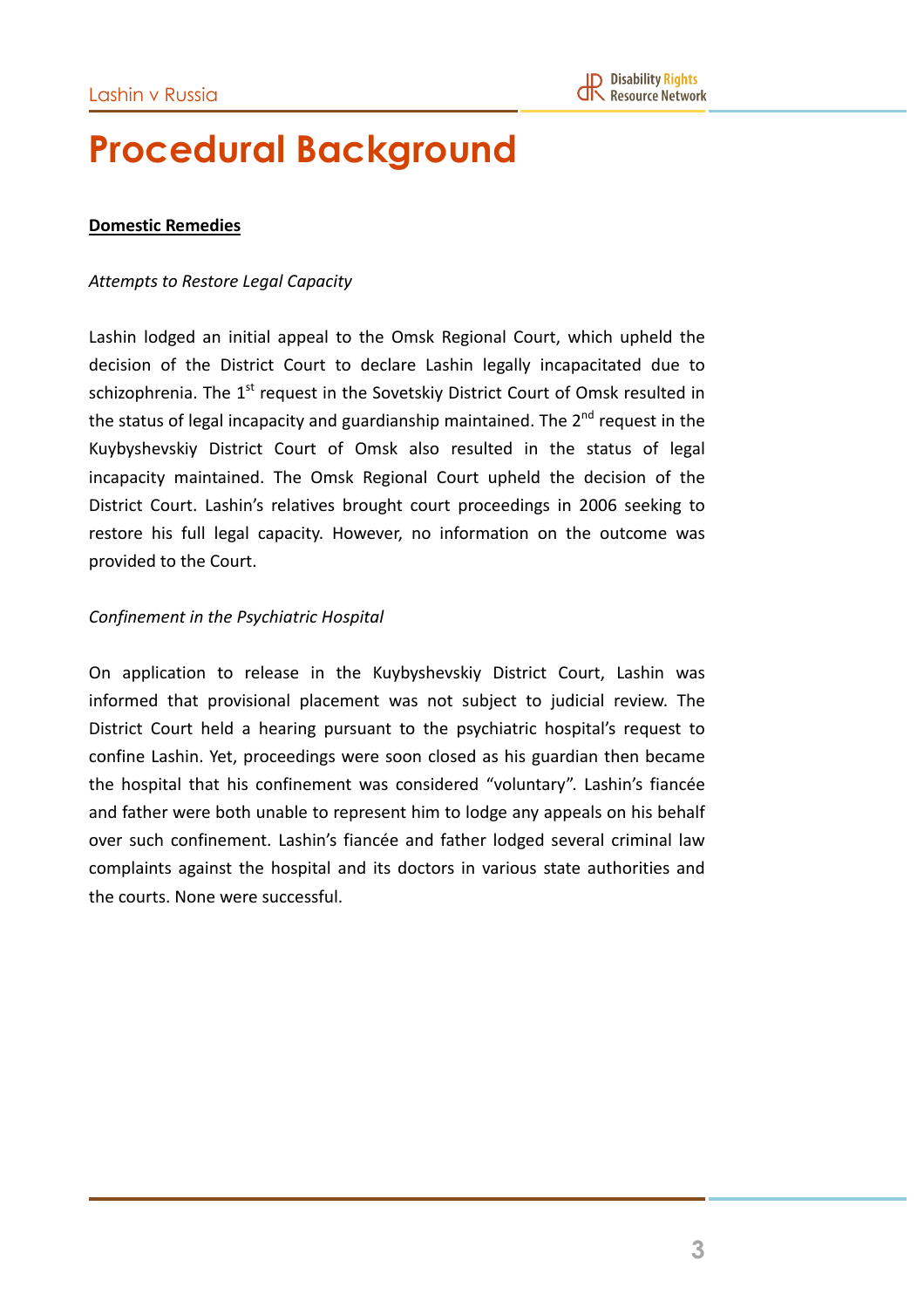# Procedural Background

**Domestic Remedies**

*Attempts to Restore Legal Capacity*

Lashin lodged an initial appeal to the Omsk Regional Court, which upheld the decision of the District Court to declare Lashin legally incapacitated due to schizophrenia. The 1st request in the Sovetskiy District Court of Omsk resulted in the status of legal incapacity and guardianship maintained. The 2nd request in the Kuybyshevskiy District Court of Omsk also resulted in the status of legal incapacity maintained. The Omsk Regional Court upheld the decision of the District Court. Lashin's relatives brought court proceedings in 2006 seeking to restore his full legal capacity. However, no information on the outcome was provided to the Court.

*Confinement in the Psychiatric Hospital*

On application to release in the Kuybyshevskiy District Court, Lashin was informed that provisional placement was not subject to judicial review. The District Court held a hearing pursuant to the psychiatric hospital's request to confine Lashin. Yet, proceedings were soon closed as his guardian then became the hospital that his confinement was considered "voluntary". Lashin's fiancée and father were both unable to represent him to lodge any appeals on his behalf over such confinement. Lashin's fiancée and father lodged several criminal law complaints against the hospital and its doctors in various state authorities and the courts. None were successful.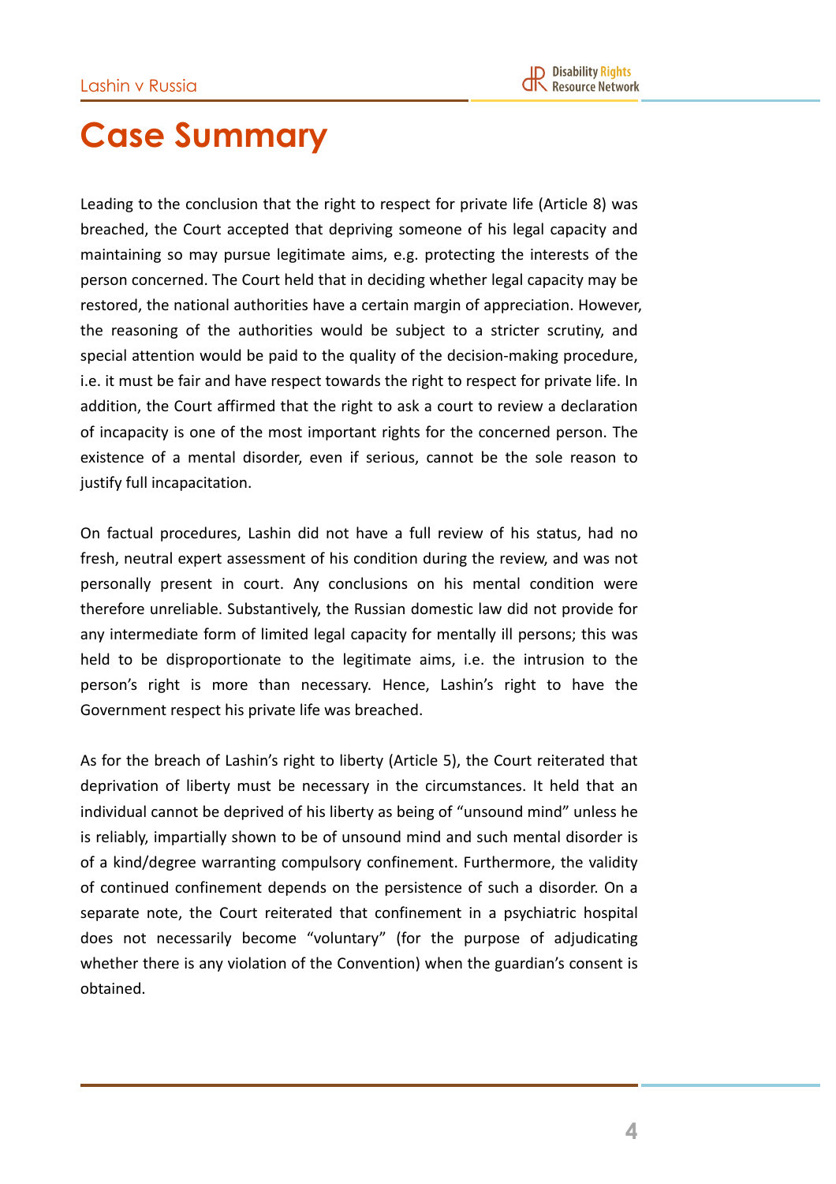# Case Summary

Leading to the conclusion that the right to respect for private life (Article 8) was breached, the Court accepted that depriving someone of his legal capacity and maintaining so may pursue legitimate aims, e.g. protecting the interests of the person concerned. The Court held that in deciding whether legal capacity may be restored, the national authorities have a certain margin of appreciation. However, the reasoning of the authorities would be subject to a stricter scrutiny, and special attention would be paid to the quality of the decision-making procedure, i.e. it must be fair and have respect towards the right to respect for private life. In addition, the Court affirmed that the right to ask a court to review a declaration of incapacity is one of the most important rights for the concerned person. The existence of a mental disorder, even if serious, cannot be the sole reason to justify full incapacitation.

On factual procedures, Lashin did not have a full review of his status, had no fresh, neutral expert assessment of his condition during the review, and was not personally present in court. Any conclusions on his mental condition were therefore unreliable. Substantively, the Russian domestic law did not provide for any intermediate form of limited legal capacity for mentally ill persons; this was held to be disproportionate to the legitimate aims, i.e. the intrusion to the person's right is more than necessary. Hence, Lashin's right to have the Government respect his private life was breached.

As for the breach of Lashin's right to liberty (Article 5), the Court reiterated that deprivation of liberty must be necessary in the circumstances. It held that an individual cannot be deprived of his liberty as being of "unsound mind" unless he is reliably, impartially shown to be of unsound mind and such mental disorder is of a kind/degree warranting compulsory confinement. Furthermore, the validity of continued confinement depends on the persistence of such a disorder. On a separate note, the Court reiterated that confinement in a psychiatric hospital does not necessarily become "voluntary" (for the purpose of adjudicating whether there is any violation of the Convention) when the guardian's consent is obtained.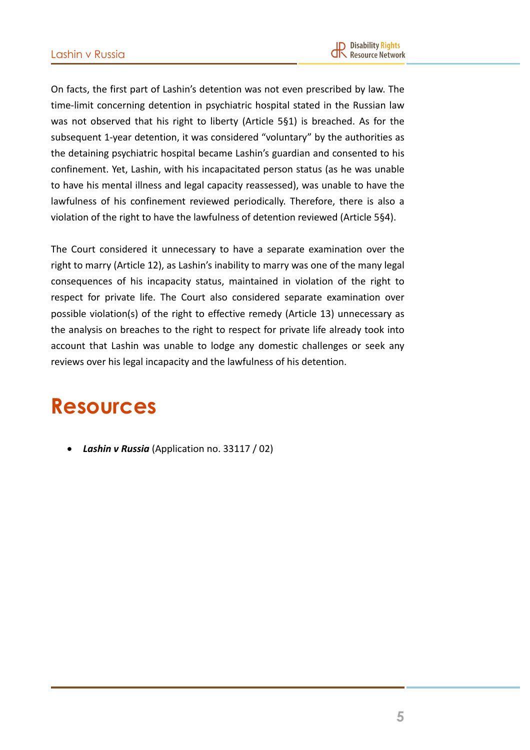On facts, the first part of Lashin's detention was not even prescribed by law. The time-limit concerning detention in psychiatric hospital stated in the Russian law was not observed that his right to liberty (Article 5§1) is breached. As for the subsequent 1-year detention, it was considered "voluntary" by the authorities as the detaining psychiatric hospital became Lashin's guardian and consented to his confinement. Yet, Lashin, with his incapacitated person status (as he was unable to have his mental illness and legal capacity reassessed), was unable to have the lawfulness of his confinement reviewed periodically. Therefore, there is also a violation of the right to have the lawfulness of detention reviewed (Article 5§4).

The Court considered it unnecessary to have a separate examination over the right to marry (Article 12), as Lashin's inability to marry was one of the many legal consequences of his incapacity status, maintained in violation of the right to respect for private life. The Court also considered separate examination over possible violation(s) of the right to effective remedy (Article 13) unnecessary as the analysis on breaches to the right to respect for private life already took into account that Lashin was unable to lodge any domestic challenges or seek any reviews over his legal incapacity and the lawfulness of his detention.

# Resources

- ***Lashin v Russia*** (Application no. 33117 / 02)